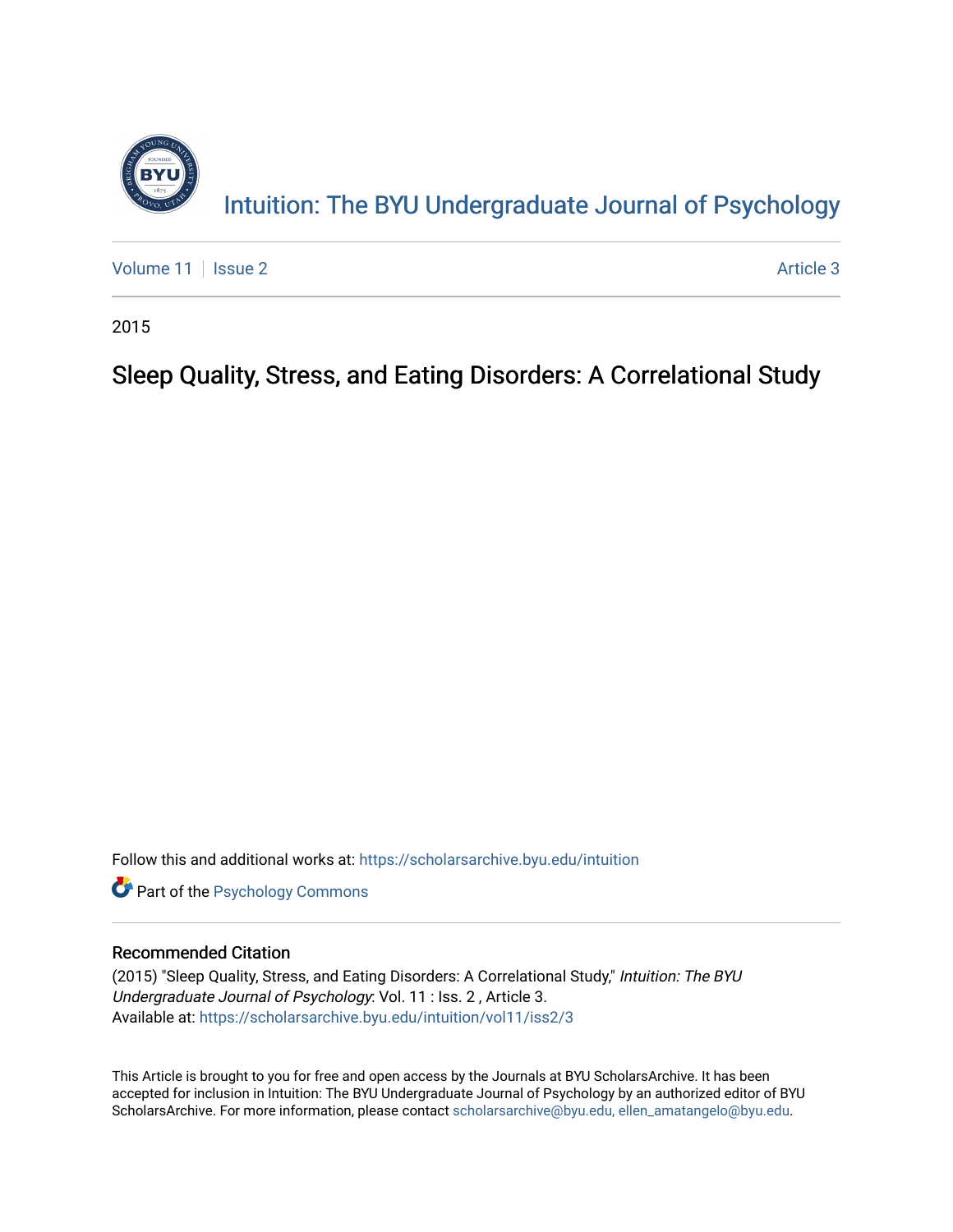# Intuition: The BYU Undergraduate Journal of Psychology

Volume 11 | Issue 2 Article 3

2015

## Sleep Quality, Stress, and Eating Disorders: A Correlational Study

Follow this and additional works at: https://scholarsarchive.byu.edu/intuition

Part of the Psychology Commons

### Recommended Citation

(2015) "Sleep Quality, Stress, and Eating Disorders: A Correlational Study," *Intuition: The BYU Undergraduate Journal of Psychology*: Vol. 11 : Iss. 2 , Article 3.
Available at: https://scholarsarchive.byu.edu/intuition/vol11/iss2/3

This Article is brought to you for free and open access by the Journals at BYU ScholarsArchive. It has been accepted for inclusion in Intuition: The BYU Undergraduate Journal of Psychology by an authorized editor of BYU ScholarsArchive. For more information, please contact scholarsarchive@byu.edu, ellen_amatangelo@byu.edu.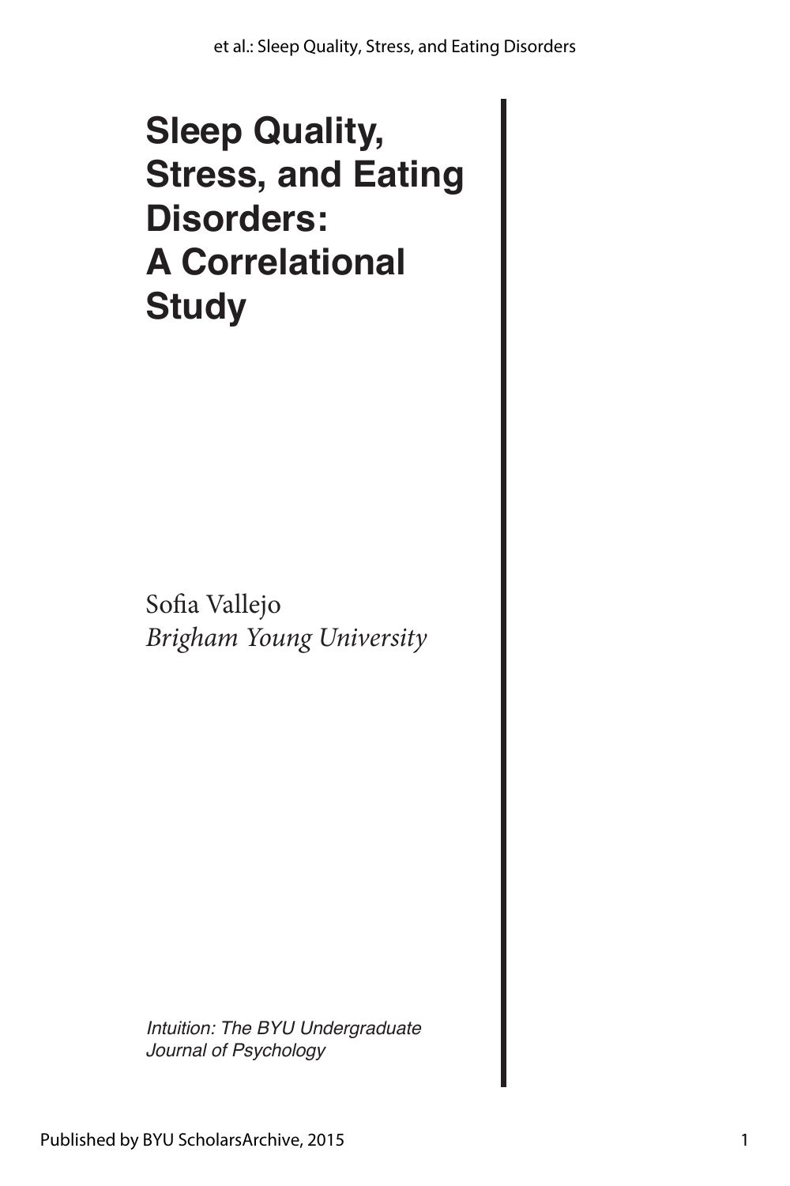# Sleep Quality, Stress, and Eating Disorders: A Correlational Study

Sofia Vallejo
*Brigham Young University*

*Intuition: The BYU Undergraduate Journal of Psychology*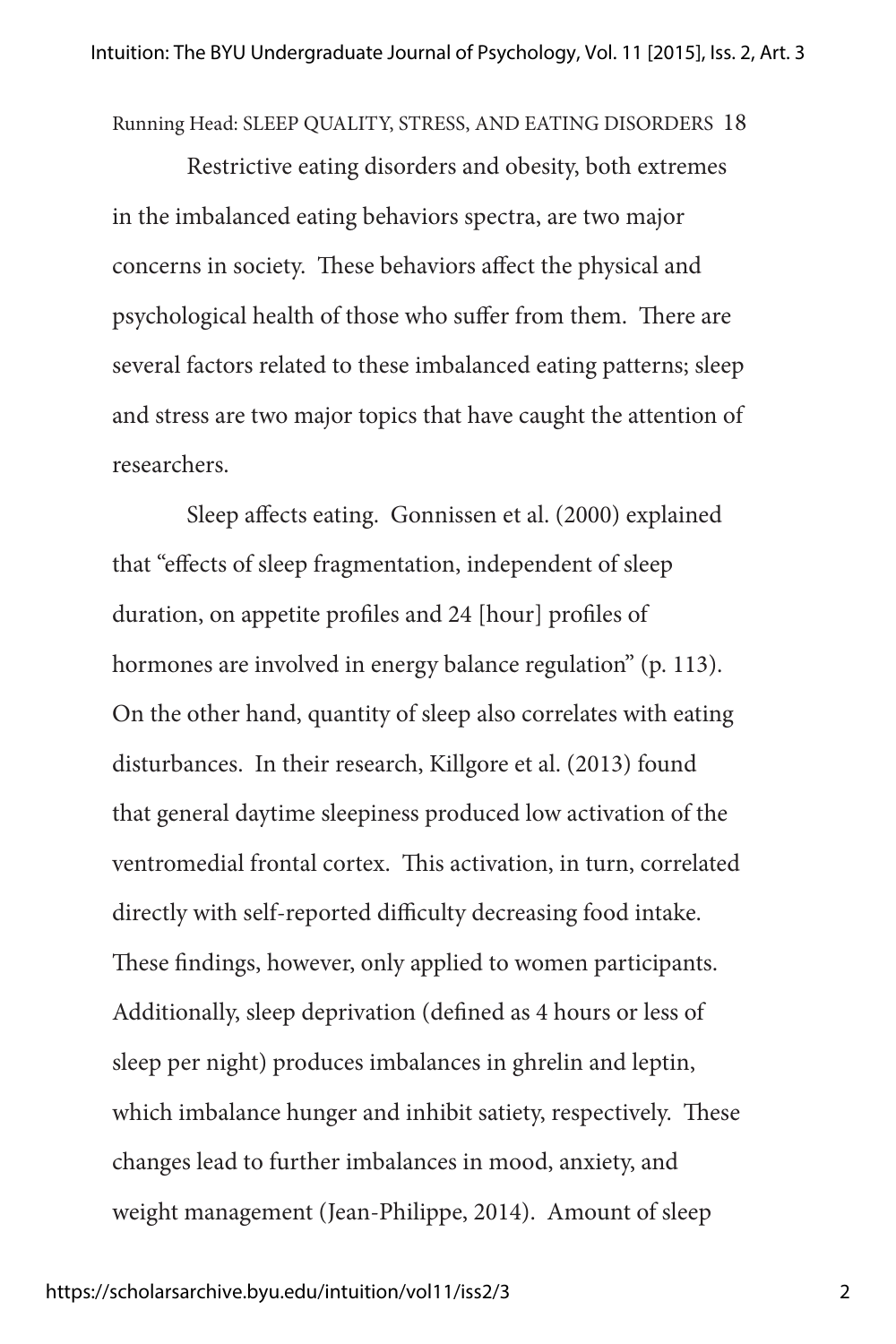Restrictive eating disorders and obesity, both extremes in the imbalanced eating behaviors spectra, are two major concerns in society. These behaviors affect the physical and psychological health of those who suffer from them. There are several factors related to these imbalanced eating patterns; sleep and stress are two major topics that have caught the attention of researchers.

Sleep affects eating. Gonnissen et al. (2000) explained that "effects of sleep fragmentation, independent of sleep duration, on appetite profiles and 24 [hour] profiles of hormones are involved in energy balance regulation" (p. 113). On the other hand, quantity of sleep also correlates with eating disturbances. In their research, Killgore et al. (2013) found that general daytime sleepiness produced low activation of the ventromedial frontal cortex. This activation, in turn, correlated directly with self-reported difficulty decreasing food intake. These findings, however, only applied to women participants. Additionally, sleep deprivation (defined as 4 hours or less of sleep per night) produces imbalances in ghrelin and leptin, which imbalance hunger and inhibit satiety, respectively. These changes lead to further imbalances in mood, anxiety, and weight management (Jean-Philippe, 2014). Amount of sleep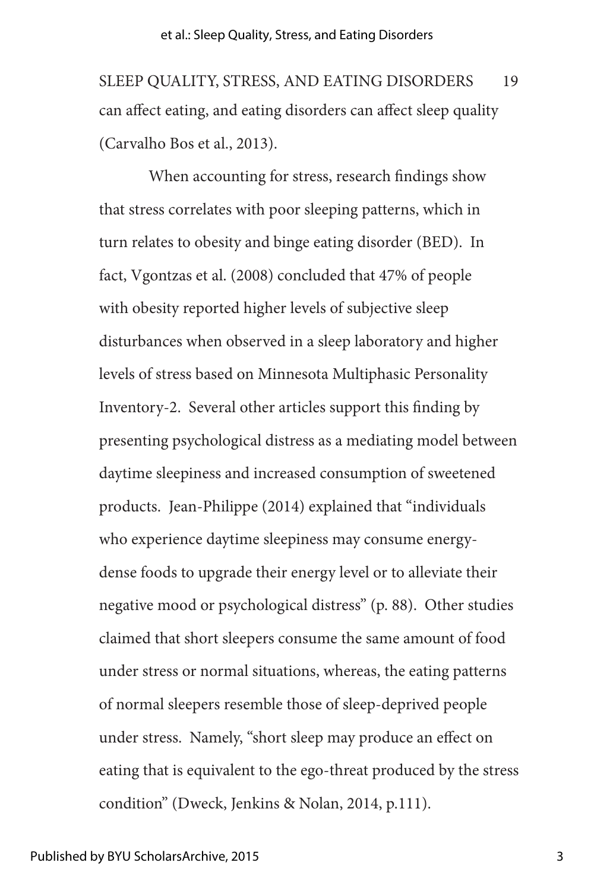can affect eating, and eating disorders can affect sleep quality (Carvalho Bos et al., 2013).

When accounting for stress, research findings show that stress correlates with poor sleeping patterns, which in turn relates to obesity and binge eating disorder (BED). In fact, Vgontzas et al. (2008) concluded that 47% of people with obesity reported higher levels of subjective sleep disturbances when observed in a sleep laboratory and higher levels of stress based on Minnesota Multiphasic Personality Inventory-2. Several other articles support this finding by presenting psychological distress as a mediating model between daytime sleepiness and increased consumption of sweetened products. Jean-Philippe (2014) explained that "individuals who experience daytime sleepiness may consume energy-dense foods to upgrade their energy level or to alleviate their negative mood or psychological distress" (p. 88). Other studies claimed that short sleepers consume the same amount of food under stress or normal situations, whereas, the eating patterns of normal sleepers resemble those of sleep-deprived people under stress. Namely, "short sleep may produce an effect on eating that is equivalent to the ego-threat produced by the stress condition" (Dweck, Jenkins & Nolan, 2014, p.111).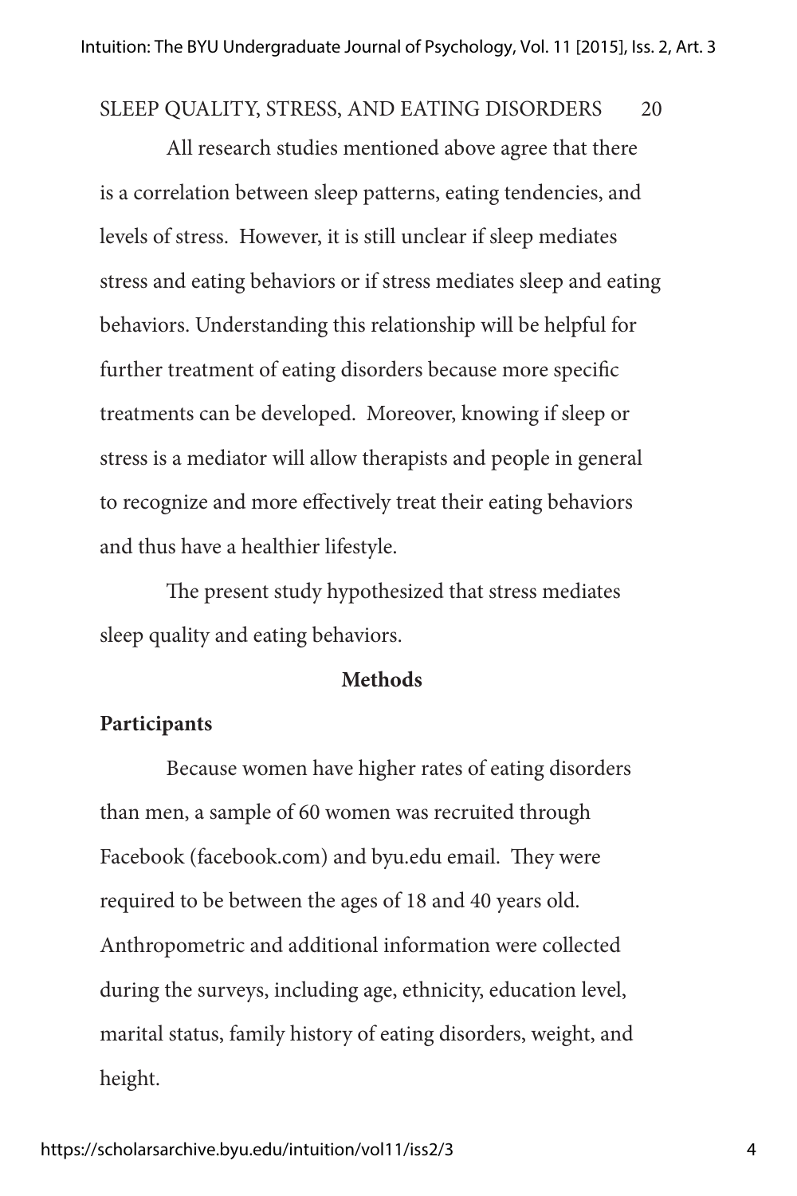All research studies mentioned above agree that there is a correlation between sleep patterns, eating tendencies, and levels of stress. However, it is still unclear if sleep mediates stress and eating behaviors or if stress mediates sleep and eating behaviors. Understanding this relationship will be helpful for further treatment of eating disorders because more specific treatments can be developed. Moreover, knowing if sleep or stress is a mediator will allow therapists and people in general to recognize and more effectively treat their eating behaviors and thus have a healthier lifestyle.

The present study hypothesized that stress mediates sleep quality and eating behaviors.

## Methods

### Participants

Because women have higher rates of eating disorders than men, a sample of 60 women was recruited through Facebook (facebook.com) and byu.edu email. They were required to be between the ages of 18 and 40 years old. Anthropometric and additional information were collected during the surveys, including age, ethnicity, education level, marital status, family history of eating disorders, weight, and height.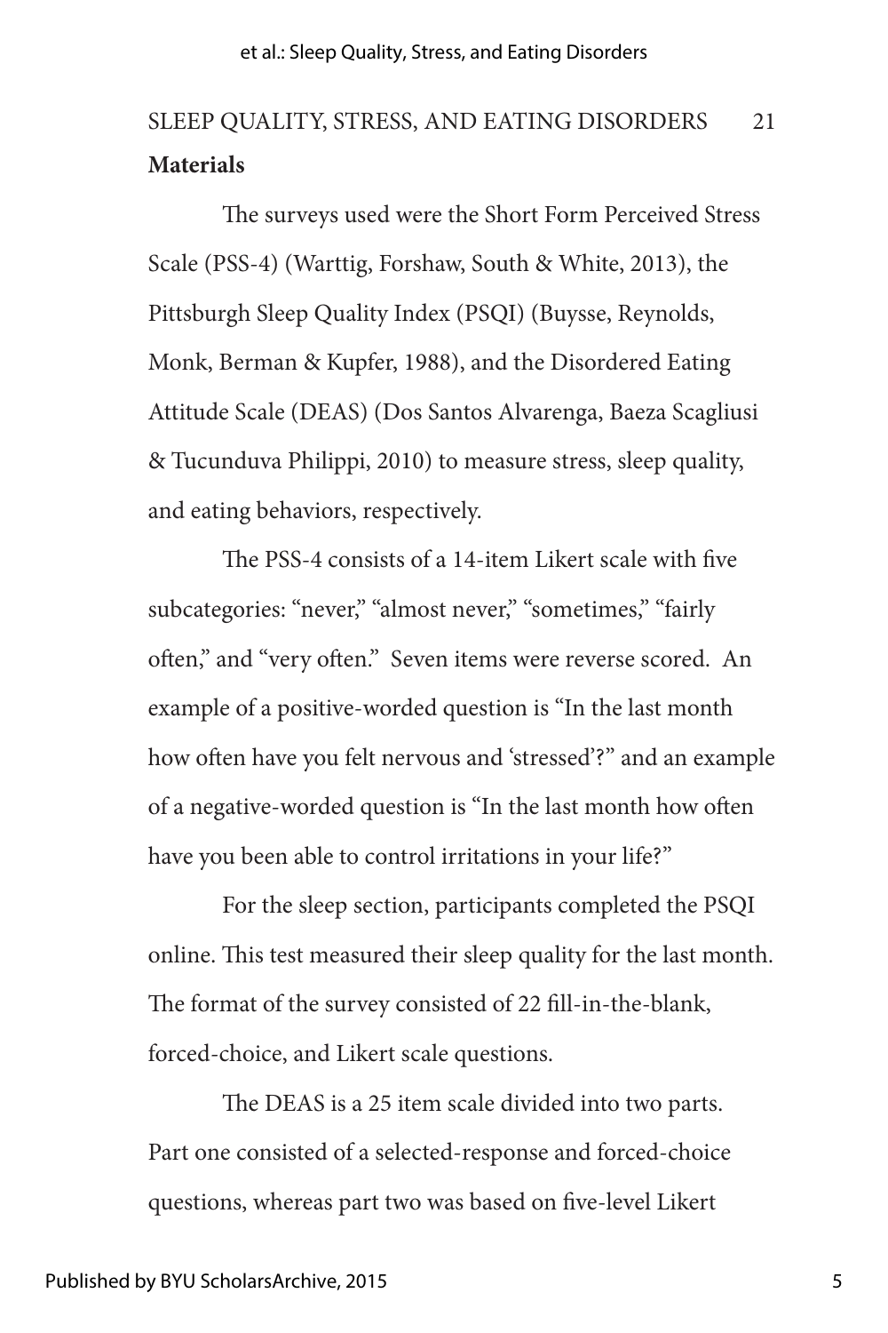## Materials

The surveys used were the Short Form Perceived Stress Scale (PSS-4) (Warttig, Forshaw, South & White, 2013), the Pittsburgh Sleep Quality Index (PSQI) (Buysse, Reynolds, Monk, Berman & Kupfer, 1988), and the Disordered Eating Attitude Scale (DEAS) (Dos Santos Alvarenga, Baeza Scagliusi & Tucunduva Philippi, 2010) to measure stress, sleep quality, and eating behaviors, respectively.

The PSS-4 consists of a 14-item Likert scale with five subcategories: "never," "almost never," "sometimes," "fairly often," and "very often." Seven items were reverse scored. An example of a positive-worded question is "In the last month how often have you felt nervous and 'stressed'?" and an example of a negative-worded question is "In the last month how often have you been able to control irritations in your life?"

For the sleep section, participants completed the PSQI online. This test measured their sleep quality for the last month. The format of the survey consisted of 22 fill-in-the-blank, forced-choice, and Likert scale questions.

The DEAS is a 25 item scale divided into two parts. Part one consisted of a selected-response and forced-choice questions, whereas part two was based on five-level Likert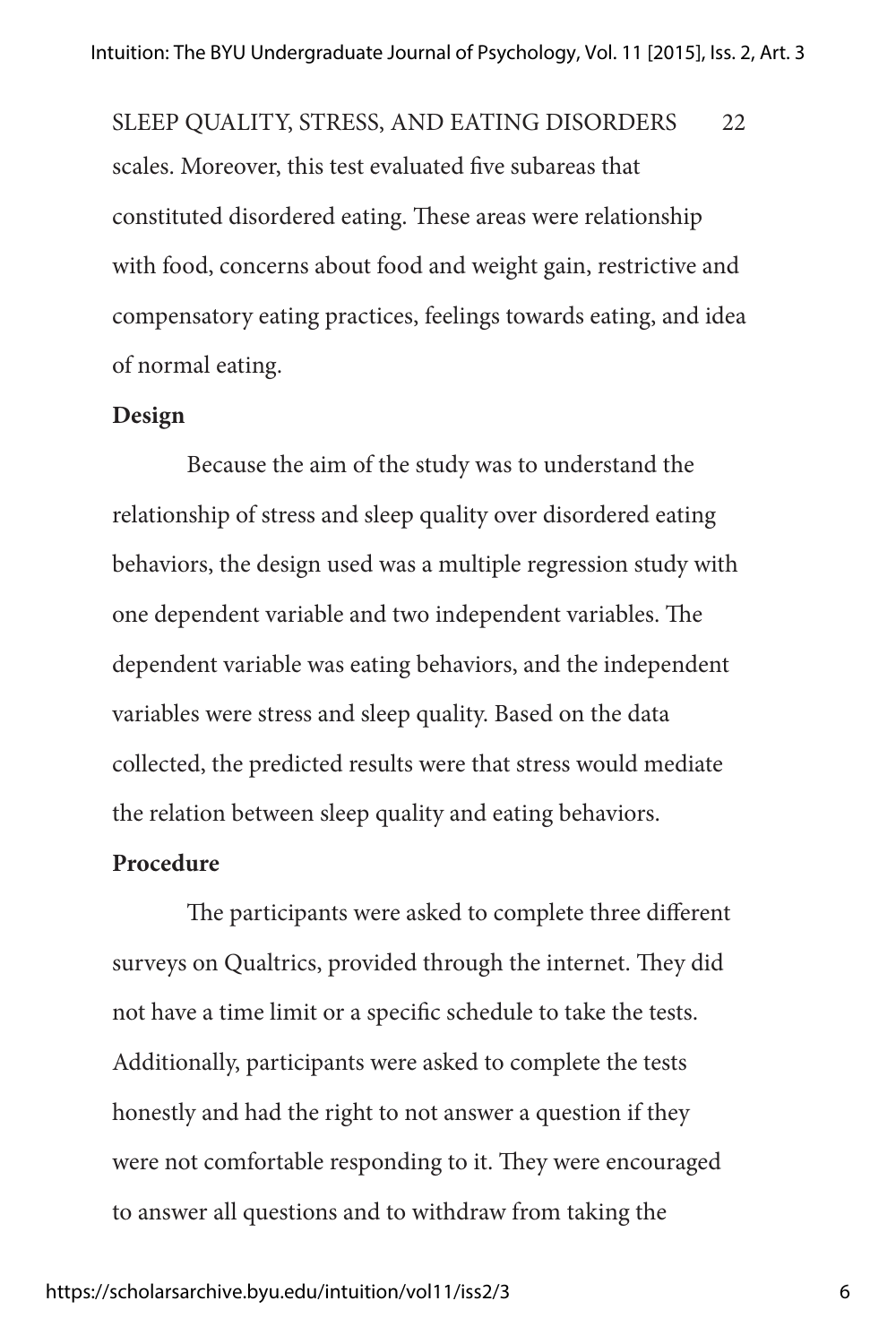scales. Moreover, this test evaluated five subareas that constituted disordered eating. These areas were relationship with food, concerns about food and weight gain, restrictive and compensatory eating practices, feelings towards eating, and idea of normal eating.

**Design**

Because the aim of the study was to understand the relationship of stress and sleep quality over disordered eating behaviors, the design used was a multiple regression study with one dependent variable and two independent variables. The dependent variable was eating behaviors, and the independent variables were stress and sleep quality. Based on the data collected, the predicted results were that stress would mediate the relation between sleep quality and eating behaviors.

**Procedure**

The participants were asked to complete three different surveys on Qualtrics, provided through the internet. They did not have a time limit or a specific schedule to take the tests. Additionally, participants were asked to complete the tests honestly and had the right to not answer a question if they were not comfortable responding to it. They were encouraged to answer all questions and to withdraw from taking the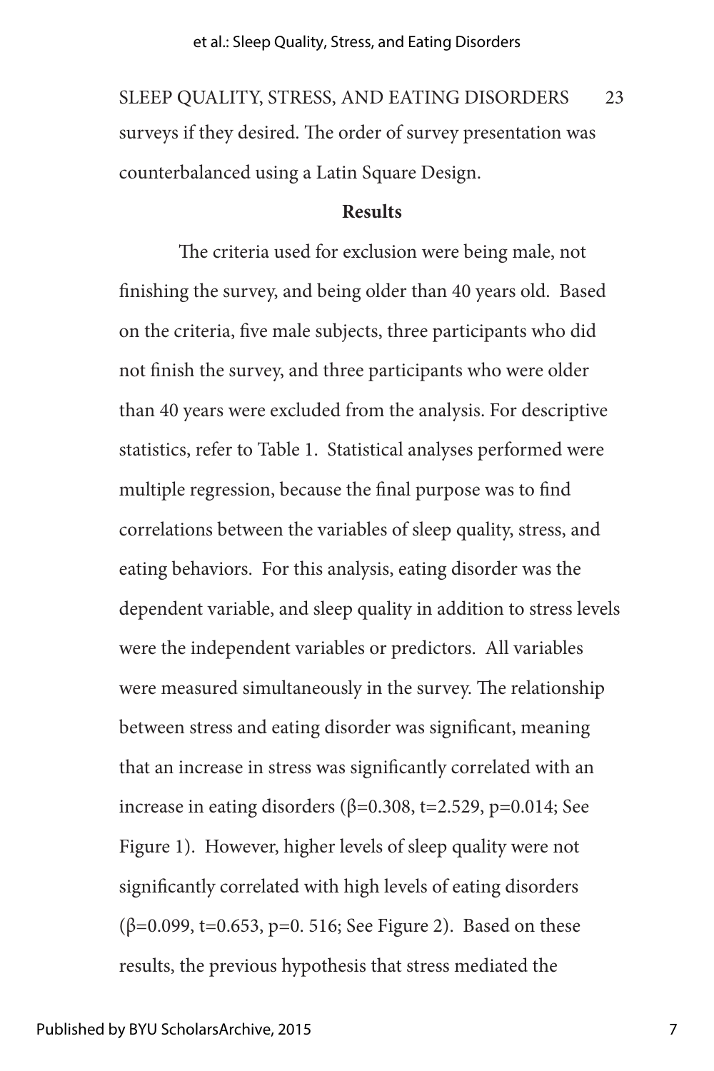surveys if they desired. The order of survey presentation was counterbalanced using a Latin Square Design.

## Results

The criteria used for exclusion were being male, not finishing the survey, and being older than 40 years old. Based on the criteria, five male subjects, three participants who did not finish the survey, and three participants who were older than 40 years were excluded from the analysis. For descriptive statistics, refer to Table 1. Statistical analyses performed were multiple regression, because the final purpose was to find correlations between the variables of sleep quality, stress, and eating behaviors. For this analysis, eating disorder was the dependent variable, and sleep quality in addition to stress levels were the independent variables or predictors. All variables were measured simultaneously in the survey. The relationship between stress and eating disorder was significant, meaning that an increase in stress was significantly correlated with an increase in eating disorders ($\beta=0.308$, $t=2.529$, $p=0.014$; See Figure 1). However, higher levels of sleep quality were not significantly correlated with high levels of eating disorders ($\beta=0.099$, $t=0.653$, $p=0.516$; See Figure 2). Based on these results, the previous hypothesis that stress mediated the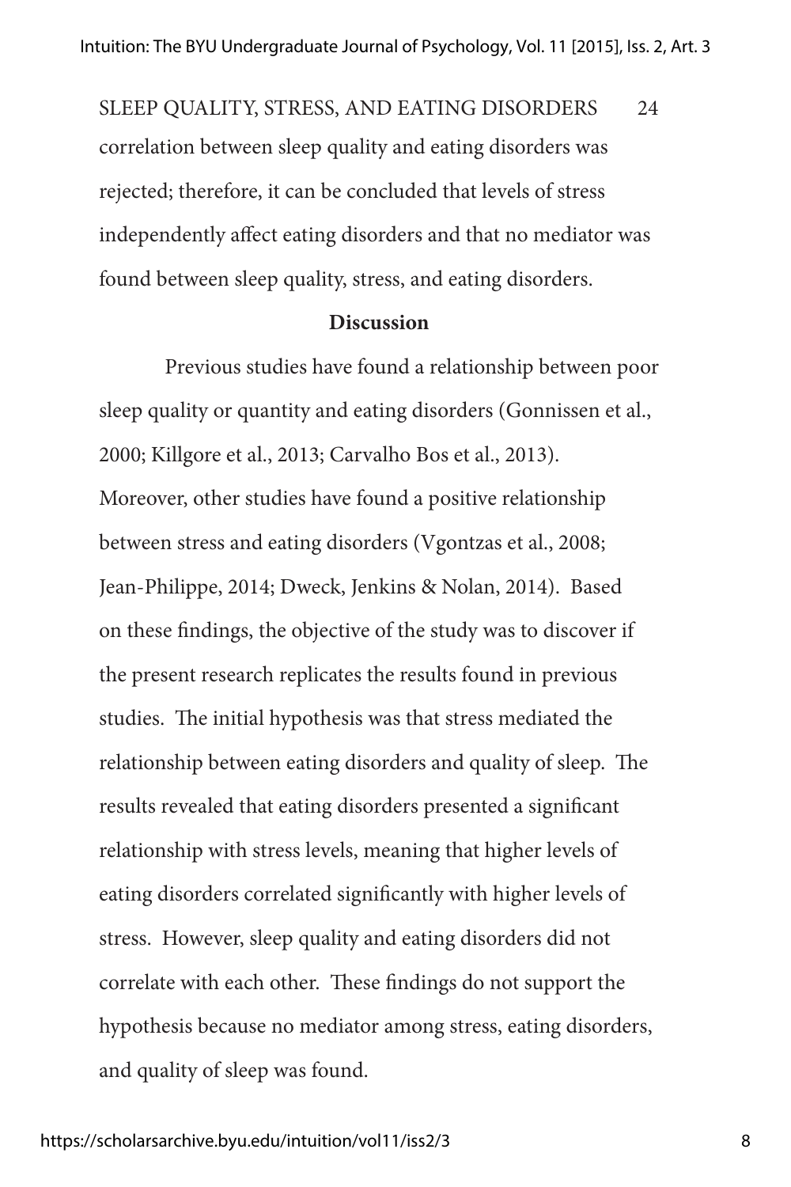correlation between sleep quality and eating disorders was rejected; therefore, it can be concluded that levels of stress independently affect eating disorders and that no mediator was found between sleep quality, stress, and eating disorders.

**Discussion**

Previous studies have found a relationship between poor sleep quality or quantity and eating disorders (Gonnissen et al., 2000; Killgore et al., 2013; Carvalho Bos et al., 2013). Moreover, other studies have found a positive relationship between stress and eating disorders (Vgontzas et al., 2008; Jean-Philippe, 2014; Dweck, Jenkins & Nolan, 2014). Based on these findings, the objective of the study was to discover if the present research replicates the results found in previous studies. The initial hypothesis was that stress mediated the relationship between eating disorders and quality of sleep. The results revealed that eating disorders presented a significant relationship with stress levels, meaning that higher levels of eating disorders correlated significantly with higher levels of stress. However, sleep quality and eating disorders did not correlate with each other. These findings do not support the hypothesis because no mediator among stress, eating disorders, and quality of sleep was found.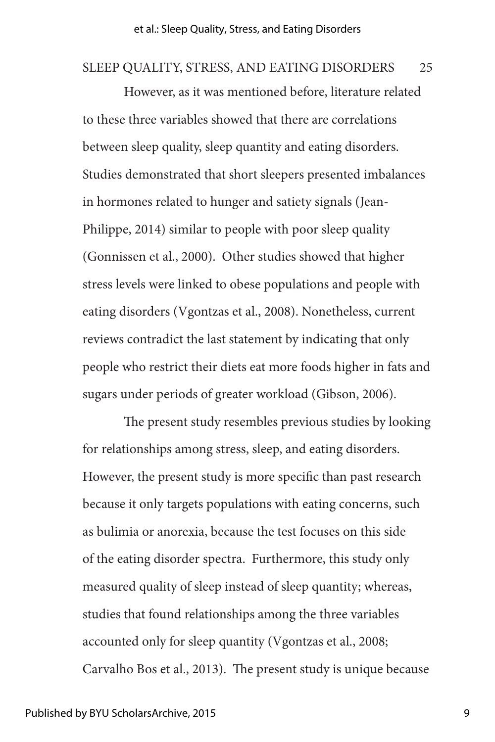However, as it was mentioned before, literature related to these three variables showed that there are correlations between sleep quality, sleep quantity and eating disorders. Studies demonstrated that short sleepers presented imbalances in hormones related to hunger and satiety signals (Jean-Philippe, 2014) similar to people with poor sleep quality (Gonnissen et al., 2000). Other studies showed that higher stress levels were linked to obese populations and people with eating disorders (Vgontzas et al., 2008). Nonetheless, current reviews contradict the last statement by indicating that only people who restrict their diets eat more foods higher in fats and sugars under periods of greater workload (Gibson, 2006).

The present study resembles previous studies by looking for relationships among stress, sleep, and eating disorders. However, the present study is more specific than past research because it only targets populations with eating concerns, such as bulimia or anorexia, because the test focuses on this side of the eating disorder spectra. Furthermore, this study only measured quality of sleep instead of sleep quantity; whereas, studies that found relationships among the three variables accounted only for sleep quantity (Vgontzas et al., 2008; Carvalho Bos et al., 2013). The present study is unique because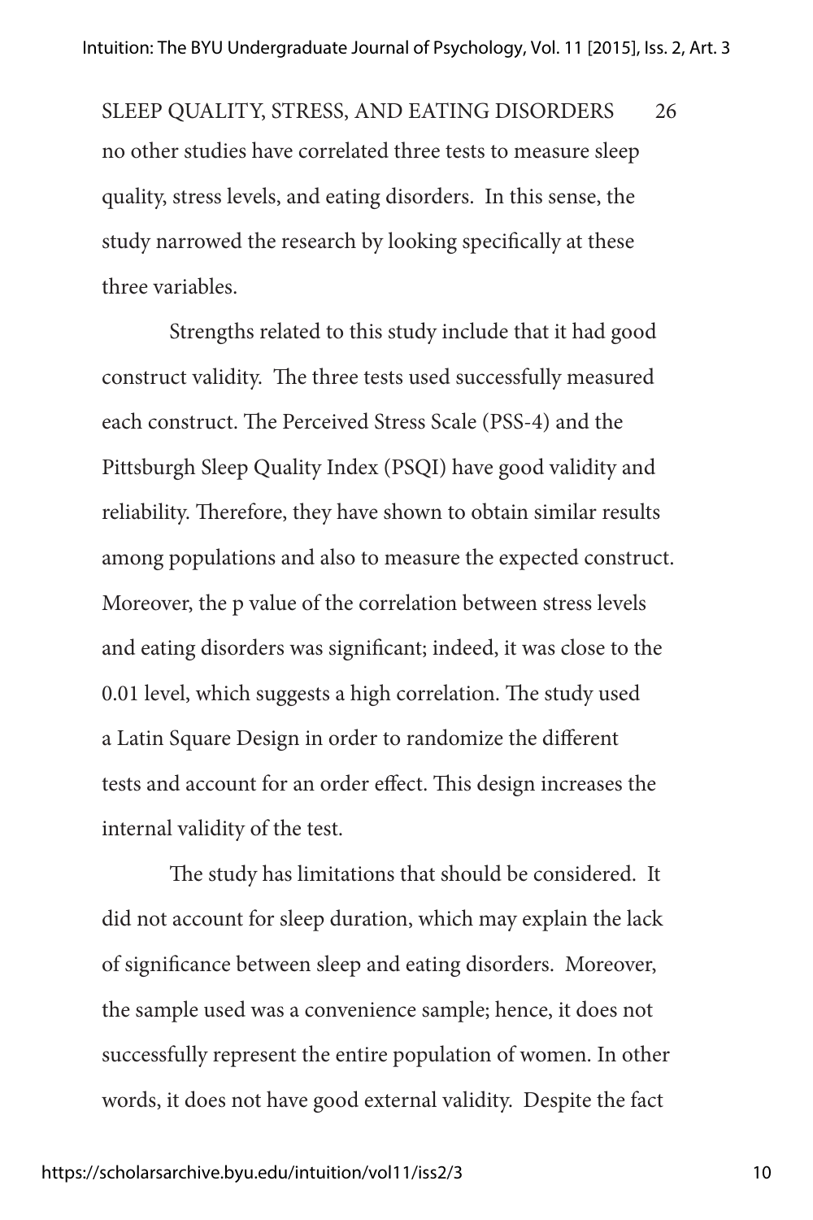no other studies have correlated three tests to measure sleep quality, stress levels, and eating disorders. In this sense, the study narrowed the research by looking specifically at these three variables.

Strengths related to this study include that it had good construct validity. The three tests used successfully measured each construct. The Perceived Stress Scale (PSS-4) and the Pittsburgh Sleep Quality Index (PSQI) have good validity and reliability. Therefore, they have shown to obtain similar results among populations and also to measure the expected construct. Moreover, the p value of the correlation between stress levels and eating disorders was significant; indeed, it was close to the 0.01 level, which suggests a high correlation. The study used a Latin Square Design in order to randomize the different tests and account for an order effect. This design increases the internal validity of the test.

The study has limitations that should be considered. It did not account for sleep duration, which may explain the lack of significance between sleep and eating disorders. Moreover, the sample used was a convenience sample; hence, it does not successfully represent the entire population of women. In other words, it does not have good external validity. Despite the fact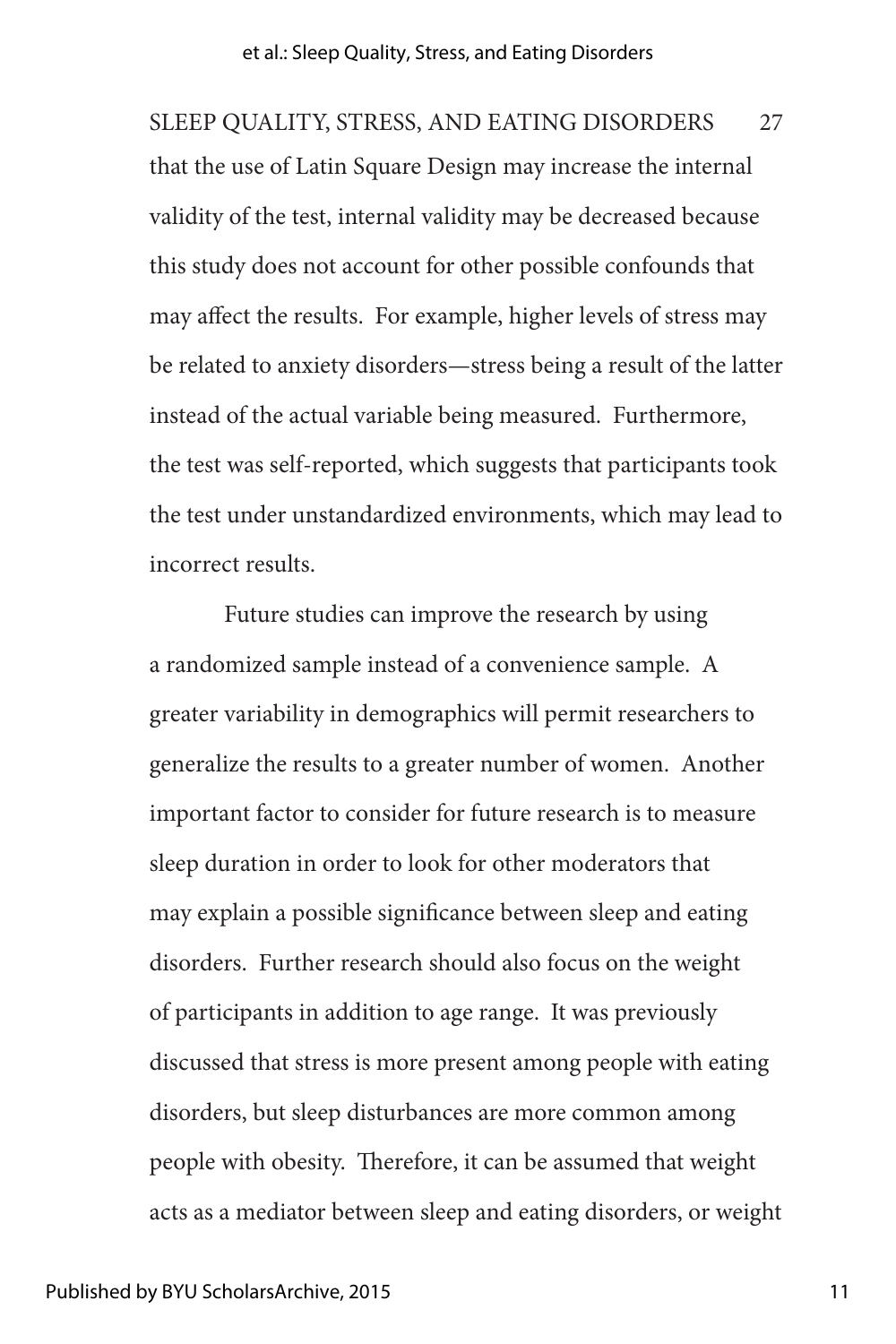that the use of Latin Square Design may increase the internal validity of the test, internal validity may be decreased because this study does not account for other possible confounds that may affect the results. For example, higher levels of stress may be related to anxiety disorders—stress being a result of the latter instead of the actual variable being measured. Furthermore, the test was self-reported, which suggests that participants took the test under unstandardized environments, which may lead to incorrect results.

Future studies can improve the research by using a randomized sample instead of a convenience sample. A greater variability in demographics will permit researchers to generalize the results to a greater number of women. Another important factor to consider for future research is to measure sleep duration in order to look for other moderators that may explain a possible significance between sleep and eating disorders. Further research should also focus on the weight of participants in addition to age range. It was previously discussed that stress is more present among people with eating disorders, but sleep disturbances are more common among people with obesity. Therefore, it can be assumed that weight acts as a mediator between sleep and eating disorders, or weight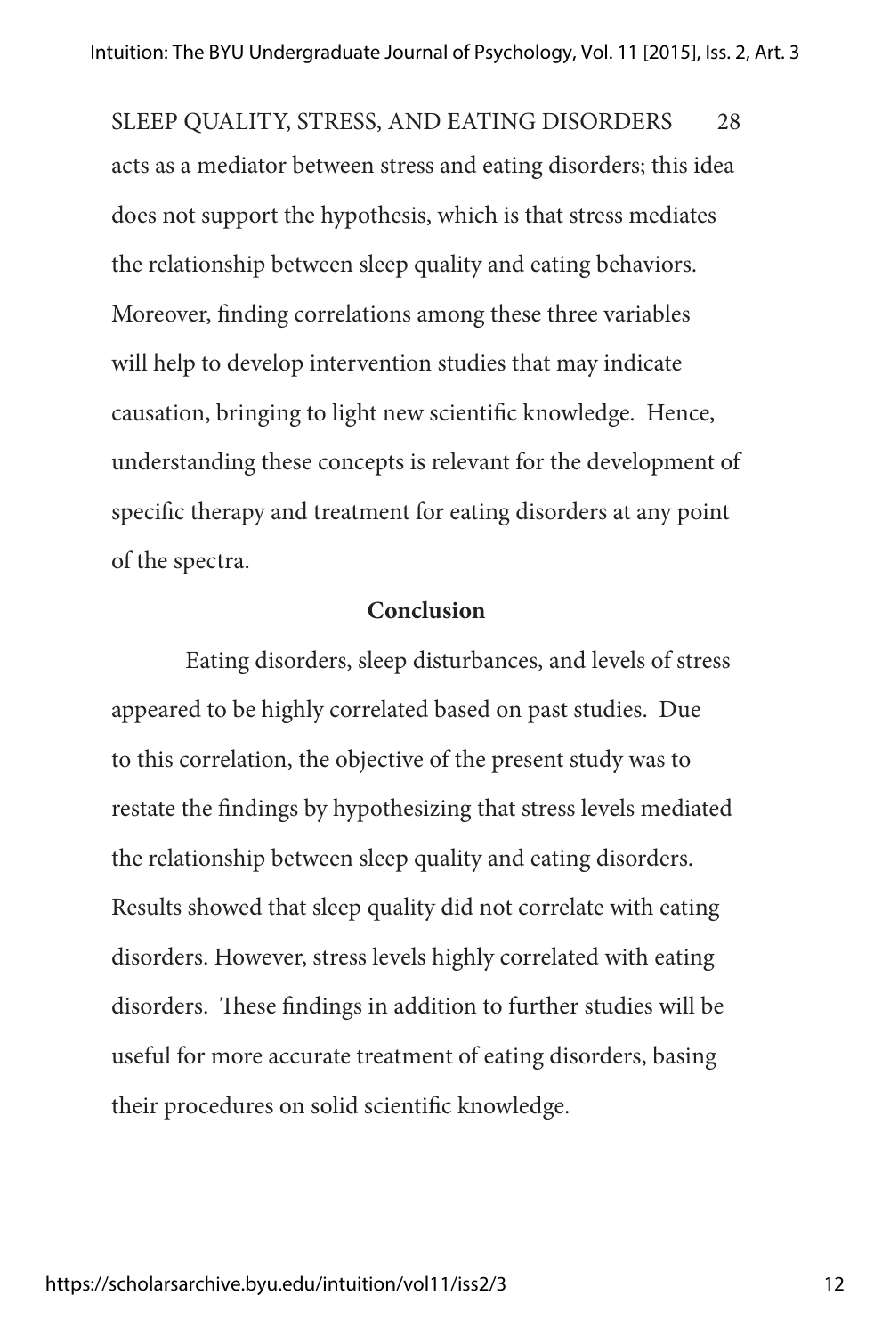acts as a mediator between stress and eating disorders; this idea does not support the hypothesis, which is that stress mediates the relationship between sleep quality and eating behaviors. Moreover, finding correlations among these three variables will help to develop intervention studies that may indicate causation, bringing to light new scientific knowledge. Hence, understanding these concepts is relevant for the development of specific therapy and treatment for eating disorders at any point of the spectra.

## Conclusion

Eating disorders, sleep disturbances, and levels of stress appeared to be highly correlated based on past studies. Due to this correlation, the objective of the present study was to restate the findings by hypothesizing that stress levels mediated the relationship between sleep quality and eating disorders. Results showed that sleep quality did not correlate with eating disorders. However, stress levels highly correlated with eating disorders. These findings in addition to further studies will be useful for more accurate treatment of eating disorders, basing their procedures on solid scientific knowledge.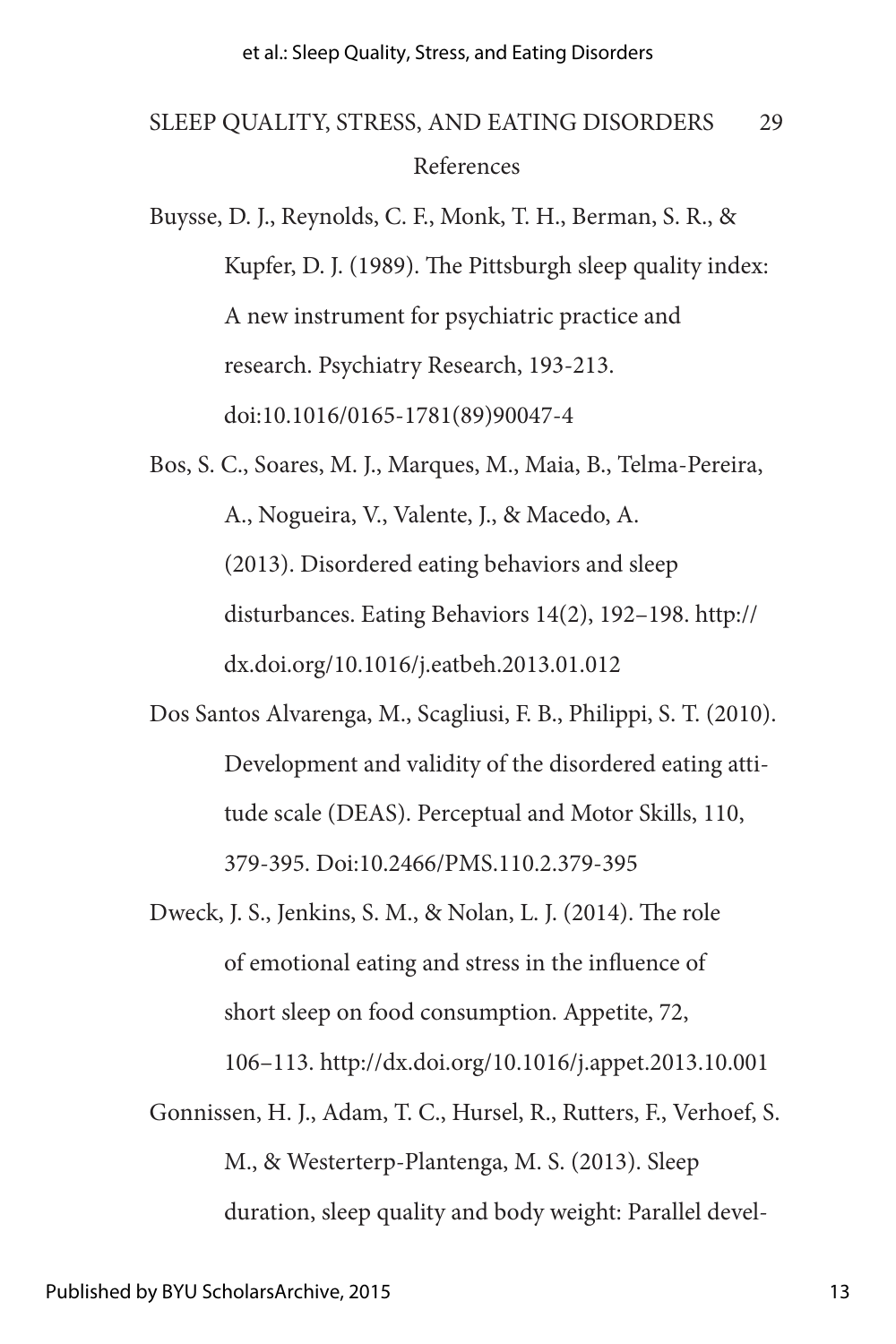## References

Buysse, D. J., Reynolds, C. F., Monk, T. H., Berman, S. R., & Kupfer, D. J. (1989). The Pittsburgh sleep quality index: A new instrument for psychiatric practice and research. Psychiatry Research, 193-213. doi:10.1016/0165-1781(89)90047-4

Bos, S. C., Soares, M. J., Marques, M., Maia, B., Telma-Pereira, A., Nogueira, V., Valente, J., & Macedo, A. (2013). Disordered eating behaviors and sleep disturbances. Eating Behaviors 14(2), 192–198. http://dx.doi.org/10.1016/j.eatbeh.2013.01.012

Dos Santos Alvarenga, M., Scagliusi, F. B., Philippi, S. T. (2010). Development and validity of the disordered eating attitude scale (DEAS). Perceptual and Motor Skills, 110, 379-395. Doi:10.2466/PMS.110.2.379-395

Dweck, J. S., Jenkins, S. M., & Nolan, L. J. (2014). The role of emotional eating and stress in the influence of short sleep on food consumption. Appetite, 72, 106–113. http://dx.doi.org/10.1016/j.appet.2013.10.001

Gonnissen, H. J., Adam, T. C., Hursel, R., Rutters, F., Verhoef, S. M., & Westerterp-Plantenga, M. S. (2013). Sleep duration, sleep quality and body weight: Parallel devel-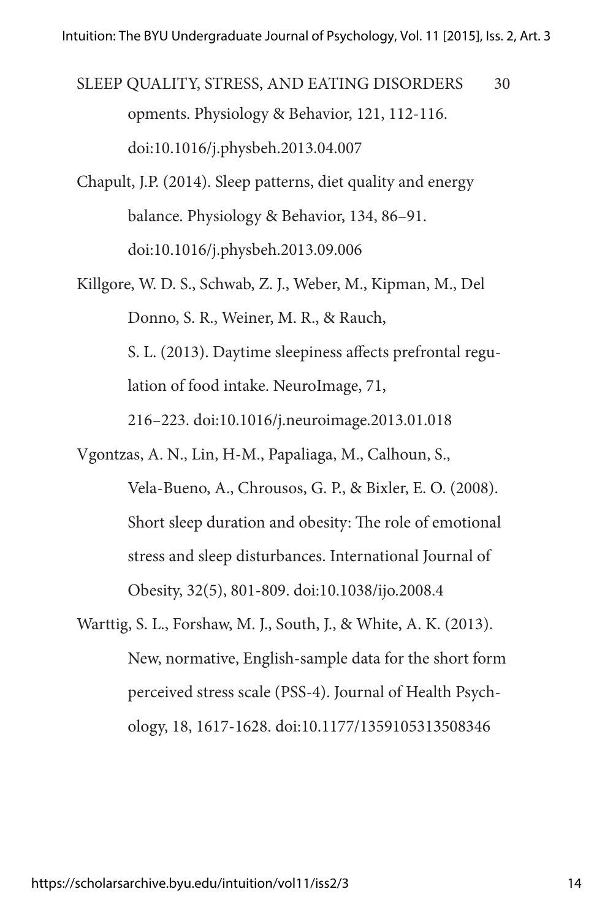opments. Physiology & Behavior, 121, 112-116. doi:10.1016/j.physbeh.2013.04.007

Chapult, J.P. (2014). Sleep patterns, diet quality and energy balance. Physiology & Behavior, 134, 86–91. doi:10.1016/j.physbeh.2013.09.006

Killgore, W. D. S., Schwab, Z. J., Weber, M., Kipman, M., Del Donno, S. R., Weiner, M. R., & Rauch, S. L. (2013). Daytime sleepiness affects prefrontal regulation of food intake. NeuroImage, 71, 216–223. doi:10.1016/j.neuroimage.2013.01.018

Vgontzas, A. N., Lin, H-M., Papaliaga, M., Calhoun, S., Vela-Bueno, A., Chrousos, G. P., & Bixler, E. O. (2008). Short sleep duration and obesity: The role of emotional stress and sleep disturbances. International Journal of Obesity, 32(5), 801-809. doi:10.1038/ijo.2008.4

Warttig, S. L., Forshaw, M. J., South, J., & White, A. K. (2013). New, normative, English-sample data for the short form perceived stress scale (PSS-4). Journal of Health Psychology, 18, 1617-1628. doi:10.1177/1359105313508346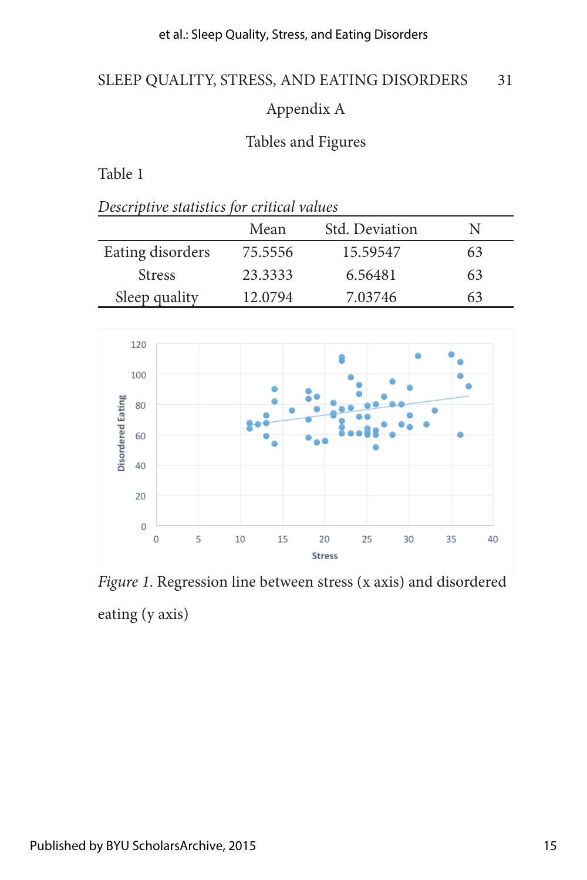## Appendix A

### Tables and Figures

Table 1

*Descriptive statistics for critical values*

| | Mean | Std. Deviation | N |
|---|---|---|---|
| Eating disorders | 75.5556 | 15.59547 | 63 |
| Stress | 23.3333 | 6.56481 | 63 |
| Sleep quality | 12.0794 | 7.03746 | 63 |

*Figure 1*. Regression line between stress (x axis) and disordered eating (y axis)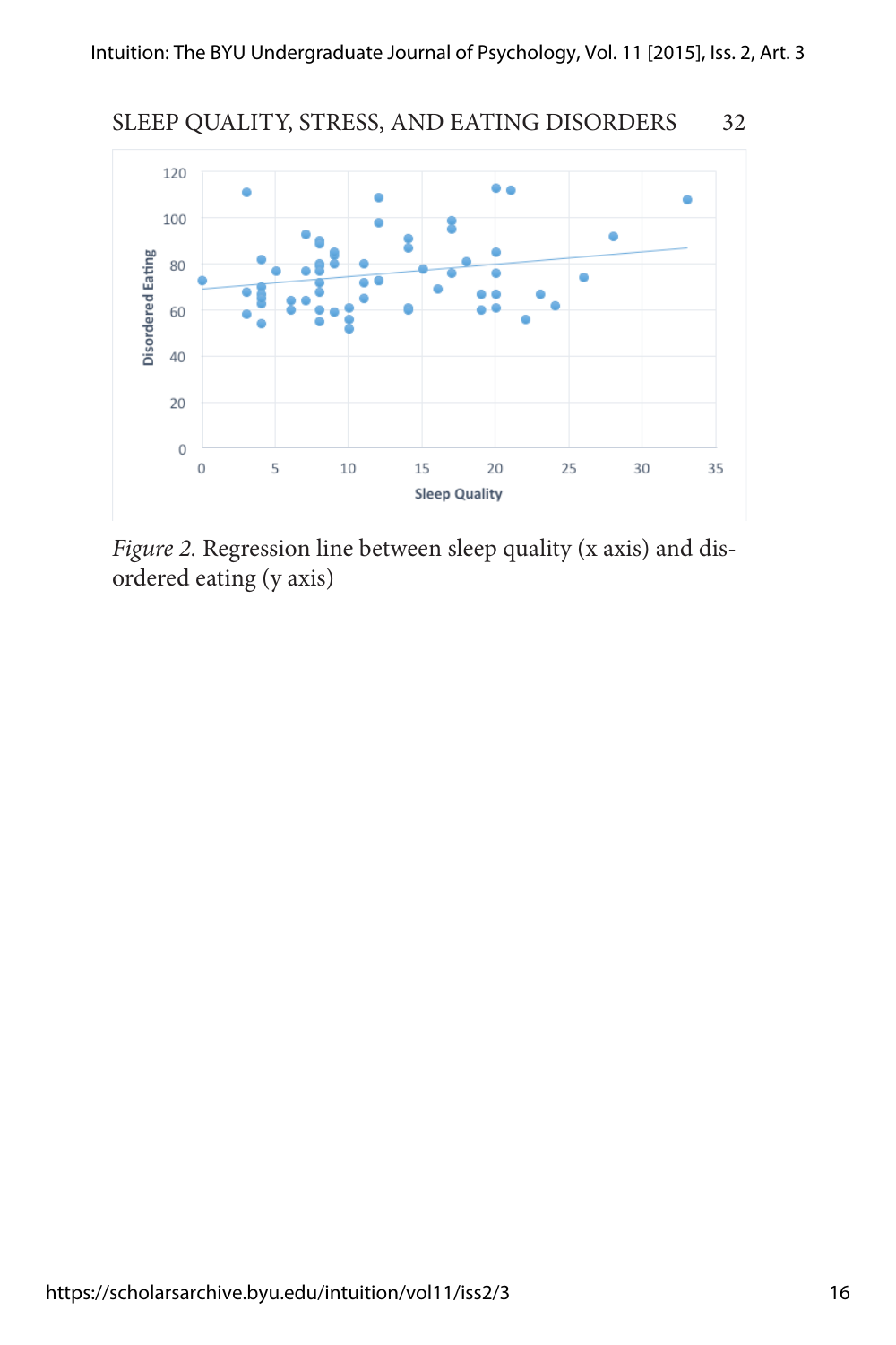120

100

80

60

40

20

0

0 5 10 15 20 25 30 35

Disordered Eating

Sleep Quality

*Figure 2.* Regression line between sleep quality (x axis) and disordered eating (y axis)